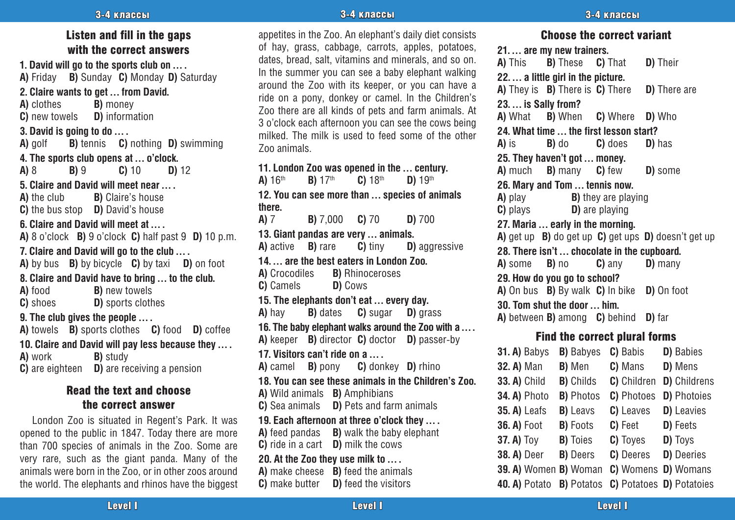## Listen and fill in the gaps with the correct answers

**1. David will go to the sports club on … .**
**A)** Friday **B)** Sunday **C)** Monday **D)** Saturday

**2. Claire wants to get … from David.**
**A)** clothes **B)** money
**C)** new towels **D)** information

**3. David is going to do … .**
**A)** golf **B)** tennis **C)** nothing **D)** swimming

**4. The sports club opens at … o'clock.**
**A)** 8 **B)** 9 **C)** 10 **D)** 12

**5. Claire and David will meet near … .**
**A)** the club **B)** Claire's house
**C)** the bus stop **D)** David's house

**6. Claire and David will meet at … .**
**A)** 8 o'clock **B)** 9 o'clock **C)** half past 9 **D)** 10 p.m.

**7. Claire and David will go to the club … .**
**A)** by bus **B)** by bicycle **C)** by taxi **D)** on foot

**8. Claire and David have to bring … to the club.**
**A)** food **B)** new towels
**C)** shoes **D)** sports clothes

**9. The club gives the people … .**
**A)** towels **B)** sports clothes **C)** food **D)** coffee

**10. Claire and David will pay less because they … .**
**A)** work **B)** study
**C)** are eighteen **D)** are receiving a pension

## Read the text and choose the correct answer

London Zoo is situated in Regent's Park. It was opened to the public in 1847. Today there are more than 700 species of animals in the Zoo. Some are very rare, such as the giant panda. Many of the animals were born in the Zoo, or in other zoos around the world. The elephants and rhinos have the biggest appetites in the Zoo. An elephant's daily diet consists of hay, grass, cabbage, carrots, apples, potatoes, dates, bread, salt, vitamins and minerals, and so on. In the summer you can see a baby elephant walking around the Zoo with its keeper, or you can have a ride on a pony, donkey or camel. In the Children's Zoo there are all kinds of pets and farm animals. At 3 o'clock each afternoon you can see the cows being milked. The milk is used to feed some of the other Zoo animals.

**11. London Zoo was opened in the … century.**
**A)** 16th **B)** 17th **C)** 18th **D)** 19th

**12. You can see more than … species of animals there.**
**A)** 7 **B)** 7,000 **C)** 70 **D)** 700

**13. Giant pandas are very … animals.**
**A)** active **B)** rare **C)** tiny **D)** aggressive

**14. … are the best eaters in London Zoo.**
**A)** Crocodiles **B)** Rhinoceroses
**C)** Camels **D)** Cows

**15. The elephants don't eat … every day.**
**A)** hay **B)** dates **C)** sugar **D)** grass

**16. The baby elephant walks around the Zoo with a … .**
**A)** keeper **B)** director **C)** doctor **D)** passer-by

**17. Visitors can't ride on a … .**
**A)** camel **B)** pony **C)** donkey **D)** rhino

**18. You can see these animals in the Children's Zoo.**
**A)** Wild animals **B)** Amphibians
**C)** Sea animals **D)** Pets and farm animals

**19. Each afternoon at three o'clock they … .**
**A)** feed pandas **B)** walk the baby elephant
**C)** ride in a cart **D)** milk the cows

**20. At the Zoo they use milk to … .**
**A)** make cheese **B)** feed the animals
**C)** make butter **D)** feed the visitors

## Choose the correct variant

**21. … are my new trainers.**
**A)** This **B)** These **C)** That **D)** Their

**22. … a little girl in the picture.**
**A)** They is **B)** There is **C)** There **D)** There are

**23. … is Sally from?**
**A)** What **B)** When **C)** Where **D)** Who

**24. What time … the first lesson start?**
**A)** is **B)** do **C)** does **D)** has

**25. They haven't got … money.**
**A)** much **B)** many **C)** few **D)** some

**26. Mary and Tom … tennis now.**
**A)** play **B)** they are playing
**C)** plays **D)** are playing

**27. Maria … early in the morning.**
**A)** get up **B)** do get up **C)** get ups **D)** doesn't get up

**28. There isn't … chocolate in the cupboard.**
**A)** some **B)** no **C)** any **D)** many

**29. How do you go to school?**
**A)** On bus **B)** By walk **C)** In bike **D)** On foot

**30. Tom shut the door … him.**
**A)** between **B)** among **C)** behind **D)** far

## Find the correct plural forms

**31. A)** Babys **B)** Babyes **C)** Babis **D)** Babies
**32. A)** Man **B)** Men **C)** Mans **D)** Mens
**33. A)** Child **B)** Childs **C)** Children **D)** Childrens
**34. A)** Photo **B)** Photos **C)** Photoes **D)** Photoies
**35. A)** Leafs **B)** Leavs **C)** Leaves **D)** Leavies
**36. A)** Foot **B)** Foots **C)** Feet **D)** Feets
**37. A)** Toy **B)** Toies **C)** Toyes **D)** Toys
**38. A)** Deer **B)** Deers **C)** Deeres **D)** Deeries
**39. A)** Women **B)** Woman **C)** Womens **D)** Womans
**40. A)** Potato **B)** Potatos **C)** Potatoes **D)** Potatoies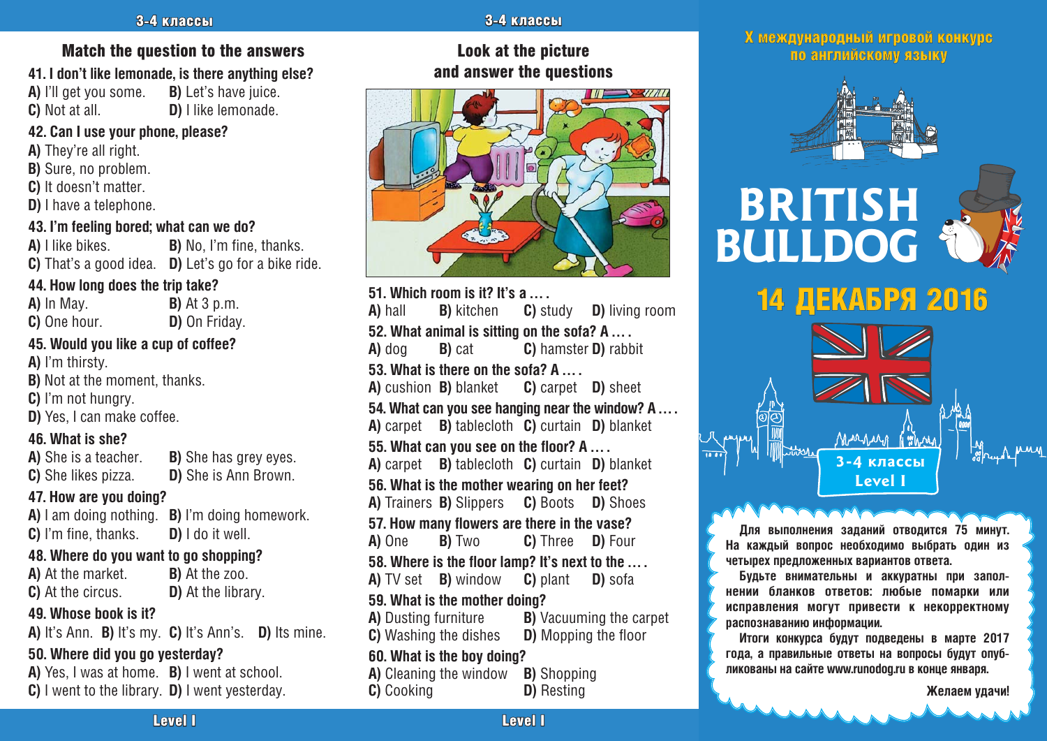## Match the question to the answers

**41. I don't like lemonade, is there anything else?**
**A)** I'll get you some. **B)** Let's have juice.
**C)** Not at all. **D)** I like lemonade.

**42. Can I use your phone, please?**
**A)** They're all right.
**B)** Sure, no problem.
**C)** It doesn't matter.
**D)** I have a telephone.

**43. I'm feeling bored; what can we do?**
**A)** I like bikes. **B)** No, I'm fine, thanks.
**C)** That's a good idea. **D)** Let's go for a bike ride.

**44. How long does the trip take?**
**A)** In May. **B)** At 3 p.m.
**C)** One hour. **D)** On Friday.

**45. Would you like a cup of coffee?**
**A)** I'm thirsty.
**B)** Not at the moment, thanks.
**C)** I'm not hungry.
**D)** Yes, I can make coffee.

**46. What is she?**
**A)** She is a teacher. **B)** She has grey eyes.
**C)** She likes pizza. **D)** She is Ann Brown.

**47. How are you doing?**
**A)** I am doing nothing. **B)** I'm doing homework.
**C)** I'm fine, thanks. **D)** I do it well.

**48. Where do you want to go shopping?**
**A)** At the market. **B)** At the zoo.
**C)** At the circus. **D)** At the library.

**49. Whose book is it?**
**A)** It's Ann. **B)** It's my. **C)** It's Ann's. **D)** Its mine.

**50. Where did you go yesterday?**
**A)** Yes, I was at home. **B)** I went at school.
**C)** I went to the library. **D)** I went yesterday.

## Look at the picture and answer the questions

**51. Which room is it? It's a … .**
**A)** hall **B)** kitchen **C)** study **D)** living room

**52. What animal is sitting on the sofa? A … .**
**A)** dog **B)** cat **C)** hamster **D)** rabbit

**53. What is there on the sofa? A … .**
**A)** cushion **B)** blanket **C)** carpet **D)** sheet

**54. What can you see hanging near the window? A … .**
**A)** carpet **B)** tablecloth **C)** curtain **D)** blanket

**55. What can you see on the floor? A … .**
**A)** carpet **B)** tablecloth **C)** curtain **D)** blanket

**56. What is the mother wearing on her feet?**
**A)** Trainers **B)** Slippers **C)** Boots **D)** Shoes

**57. How many flowers are there in the vase?**
**A)** One **B)** Two **C)** Three **D)** Four

**58. Where is the floor lamp? It's next to the … .**
**A)** TV set **B)** window **C)** plant **D)** sofa

**59. What is the mother doing?**
**A)** Dusting furniture **B)** Vacuuming the carpet
**C)** Washing the dishes **D)** Mopping the floor

**60. What is the boy doing?**
**A)** Cleaning the window **B)** Shopping
**C)** Cooking **D)** Resting

X международный игровой конкурс по английскому языку

# BRITISH BULLDOG

## 14 ДЕКАБРЯ 2016

3-4 классы
Level I

**Для выполнения заданий отводится 75 минут. На каждый вопрос необходимо выбрать один из четырех предложенных вариантов ответа.**

**Будьте внимательны и аккуратны при заполнении бланков ответов: любые помарки или исправления могут привести к некорректному распознаванию информации.**

**Итоги конкурса будут подведены в марте 2017 года, а правильные ответы на вопросы будут опубликованы на сайте www.runodog.ru в конце января.**

**Желаем удачи!**